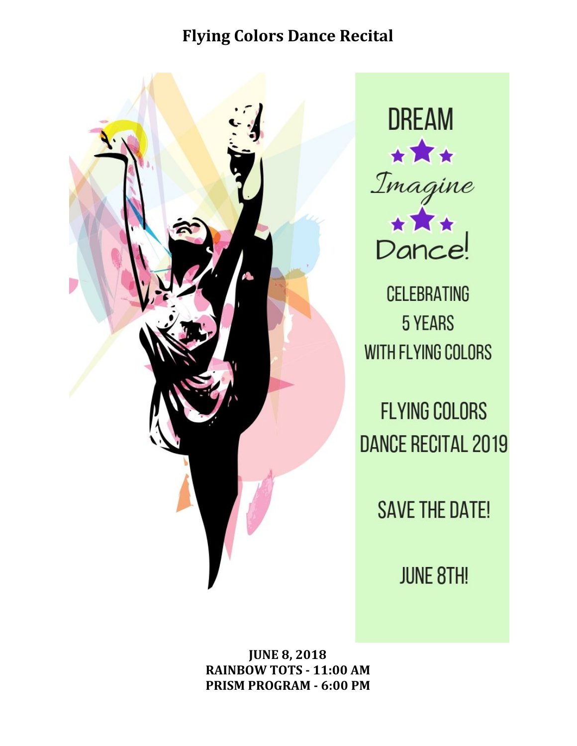# Flying Colors Dance Recital

DREAM

Imagine

Dance!

CELEBRATING
5 YEARS
WITH FLYING COLORS

FLYING COLORS
DANCE RECITAL 2019

SAVE THE DATE!

JUNE 8TH!

**JUNE 8, 2018**
**RAINBOW TOTS - 11:00 AM**
**PRISM PROGRAM - 6:00 PM**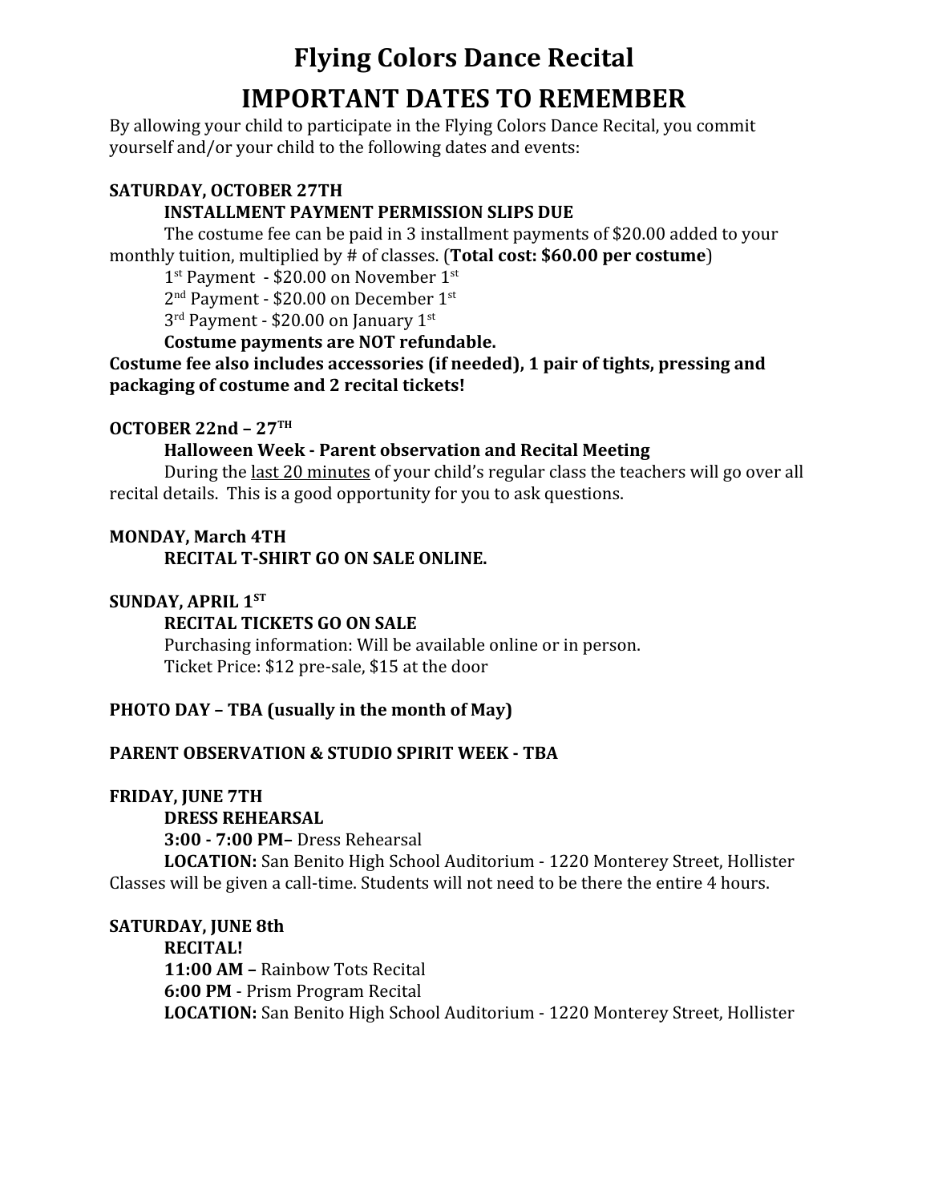# Flying Colors Dance Recital

## IMPORTANT DATES TO REMEMBER

By allowing your child to participate in the Flying Colors Dance Recital, you commit yourself and/or your child to the following dates and events:

**SATURDAY, OCTOBER 27TH**

**INSTALLMENT PAYMENT PERMISSION SLIPS DUE**

The costume fee can be paid in 3 installment payments of $20.00 added to your monthly tuition, multiplied by # of classes. (**Total cost: $60.00 per costume**)

1st Payment - $20.00 on November 1st

2nd Payment - $20.00 on December 1st

3rd Payment - $20.00 on January 1st

**Costume payments are NOT refundable.**

**Costume fee also includes accessories (if needed), 1 pair of tights, pressing and packaging of costume and 2 recital tickets!**

**OCTOBER 22nd – 27TH**

**Halloween Week - Parent observation and Recital Meeting**

During the last 20 minutes of your child's regular class the teachers will go over all recital details. This is a good opportunity for you to ask questions.

**MONDAY, March 4TH**

**RECITAL T-SHIRT GO ON SALE ONLINE.**

**SUNDAY, APRIL 1ST**

**RECITAL TICKETS GO ON SALE**

Purchasing information: Will be available online or in person.

Ticket Price: $12 pre-sale, $15 at the door

**PHOTO DAY – TBA (usually in the month of May)**

**PARENT OBSERVATION & STUDIO SPIRIT WEEK - TBA**

**FRIDAY, JUNE 7TH**

**DRESS REHEARSAL**

**3:00 - 7:00 PM–** Dress Rehearsal

**LOCATION:** San Benito High School Auditorium - 1220 Monterey Street, Hollister

Classes will be given a call-time. Students will not need to be there the entire 4 hours.

**SATURDAY, JUNE 8th**

**RECITAL!**

**11:00 AM –** Rainbow Tots Recital

**6:00 PM** - Prism Program Recital

**LOCATION:** San Benito High School Auditorium - 1220 Monterey Street, Hollister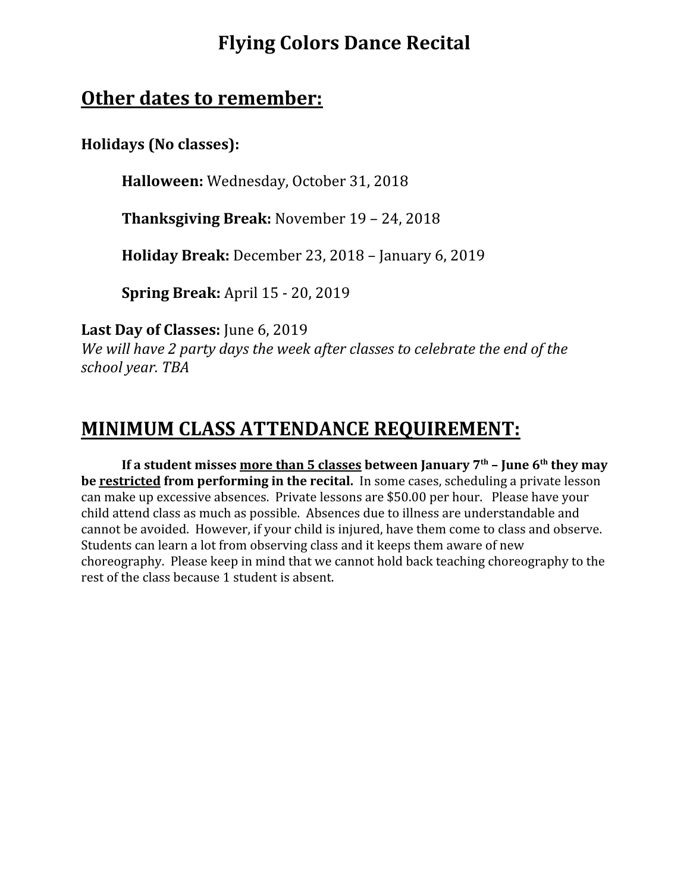# Flying Colors Dance Recital

## Other dates to remember:

**Holidays (No classes):**

> **Halloween:** Wednesday, October 31, 2018
>
> **Thanksgiving Break:** November 19 – 24, 2018
>
> **Holiday Break:** December 23, 2018 – January 6, 2019
>
> **Spring Break:** April 15 - 20, 2019

**Last Day of Classes:** June 6, 2019
*We will have 2 party days the week after classes to celebrate the end of the school year. TBA*

## MINIMUM CLASS ATTENDANCE REQUIREMENT:

**If a student misses <u>more than 5 classes</u> between January 7th – June 6th they may be <u>restricted</u> from performing in the recital.** In some cases, scheduling a private lesson can make up excessive absences. Private lessons are $50.00 per hour. Please have your child attend class as much as possible. Absences due to illness are understandable and cannot be avoided. However, if your child is injured, have them come to class and observe. Students can learn a lot from observing class and it keeps them aware of new choreography. Please keep in mind that we cannot hold back teaching choreography to the rest of the class because 1 student is absent.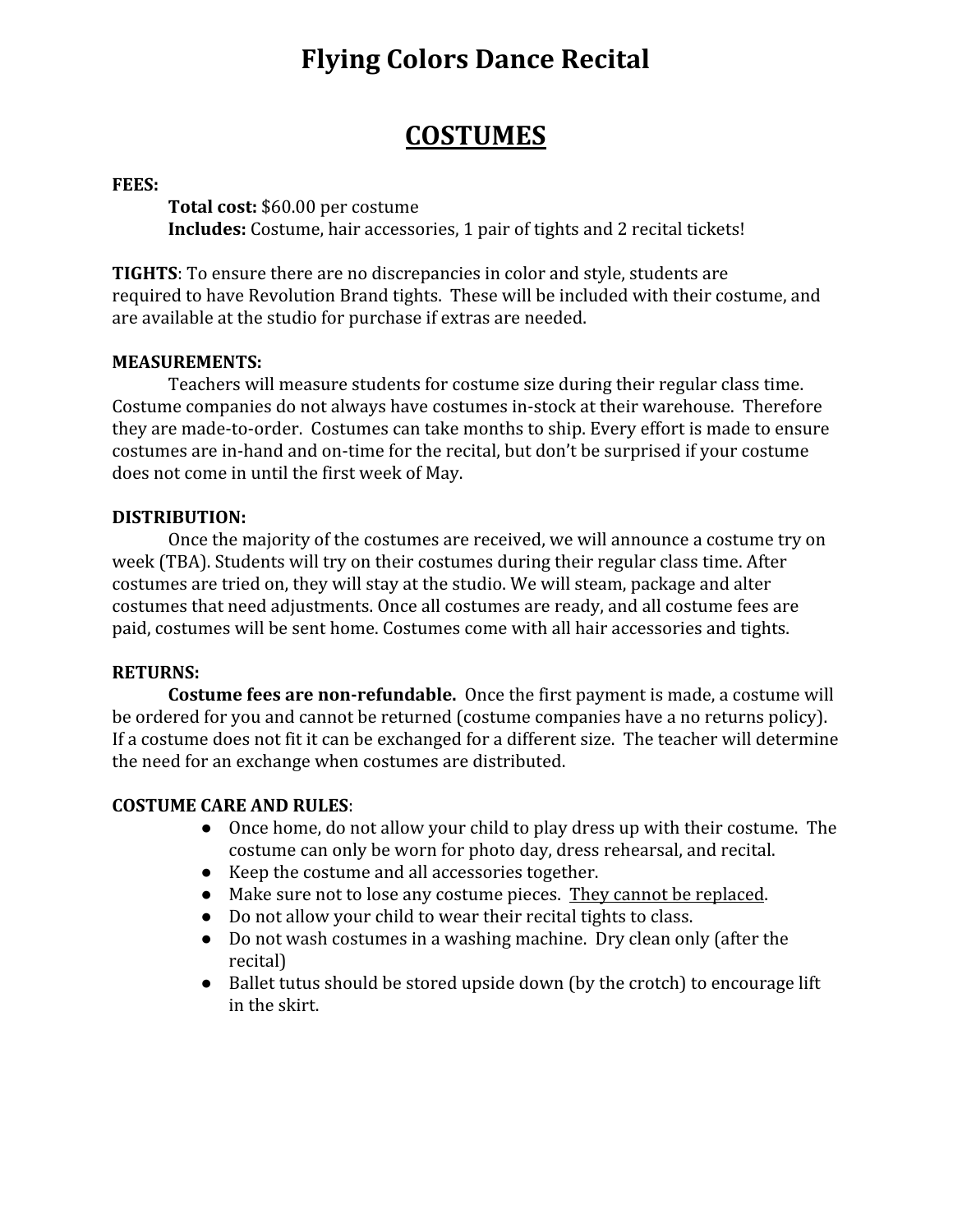# Flying Colors Dance Recital

## COSTUMES

**FEES:**

**Total cost:** $60.00 per costume
**Includes:** Costume, hair accessories, 1 pair of tights and 2 recital tickets!

**TIGHTS**: To ensure there are no discrepancies in color and style, students are required to have Revolution Brand tights. These will be included with their costume, and are available at the studio for purchase if extras are needed.

**MEASUREMENTS:**

Teachers will measure students for costume size during their regular class time. Costume companies do not always have costumes in-stock at their warehouse. Therefore they are made-to-order. Costumes can take months to ship. Every effort is made to ensure costumes are in-hand and on-time for the recital, but don't be surprised if your costume does not come in until the first week of May.

**DISTRIBUTION:**

Once the majority of the costumes are received, we will announce a costume try on week (TBA). Students will try on their costumes during their regular class time. After costumes are tried on, they will stay at the studio. We will steam, package and alter costumes that need adjustments. Once all costumes are ready, and all costume fees are paid, costumes will be sent home. Costumes come with all hair accessories and tights.

**RETURNS:**

**Costume fees are non-refundable.** Once the first payment is made, a costume will be ordered for you and cannot be returned (costume companies have a no returns policy). If a costume does not fit it can be exchanged for a different size. The teacher will determine the need for an exchange when costumes are distributed.

**COSTUME CARE AND RULES**:

- Once home, do not allow your child to play dress up with their costume. The costume can only be worn for photo day, dress rehearsal, and recital.
- Keep the costume and all accessories together.
- Make sure not to lose any costume pieces. <u>They cannot be replaced</u>.
- Do not allow your child to wear their recital tights to class.
- Do not wash costumes in a washing machine. Dry clean only (after the recital)
- Ballet tutus should be stored upside down (by the crotch) to encourage lift in the skirt.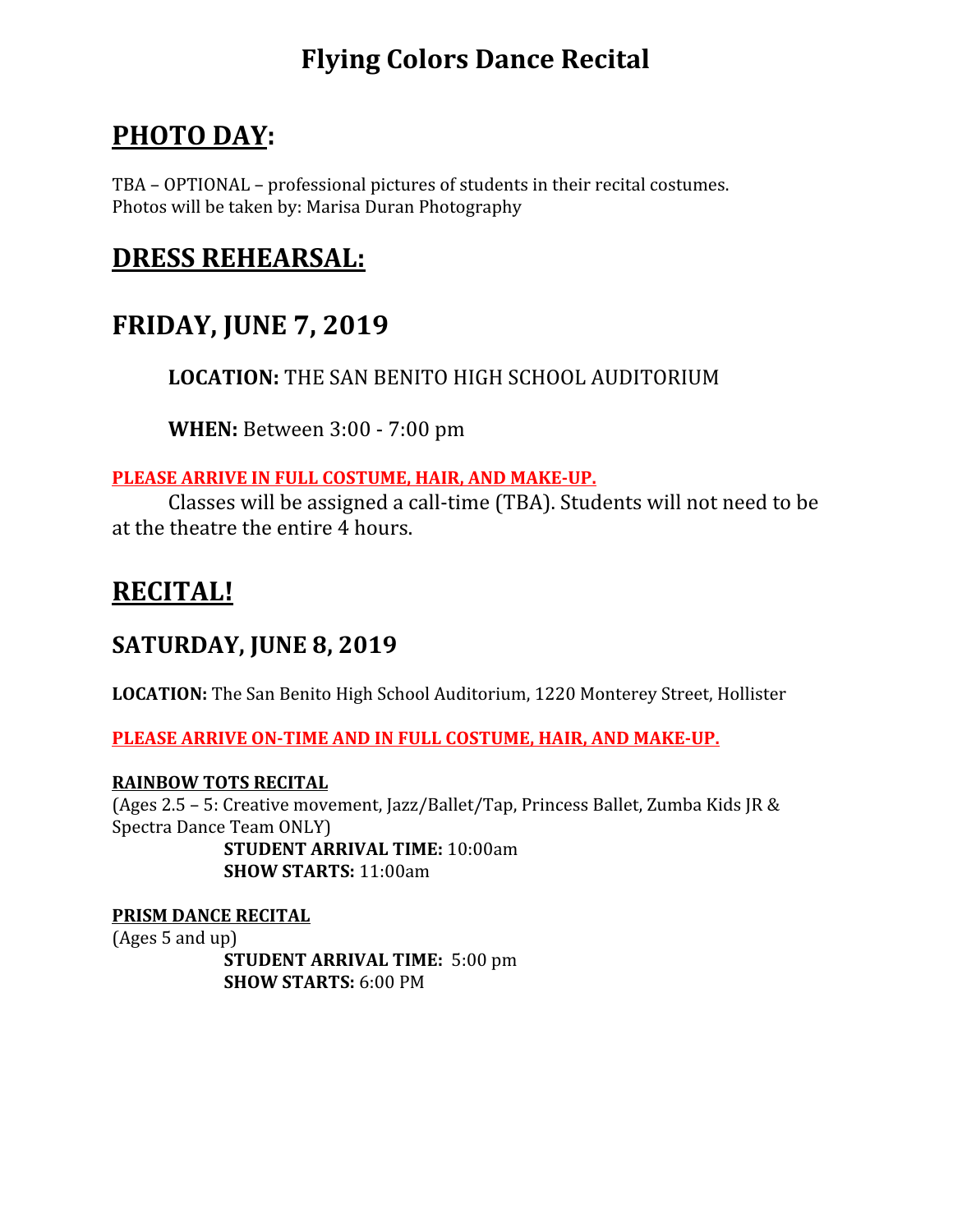# Flying Colors Dance Recital

## PHOTO DAY:

TBA – OPTIONAL – professional pictures of students in their recital costumes.
Photos will be taken by: Marisa Duran Photography

## DRESS REHEARSAL:

## FRIDAY, JUNE 7, 2019

**LOCATION:** THE SAN BENITO HIGH SCHOOL AUDITORIUM

**WHEN:** Between 3:00 - 7:00 pm

**PLEASE ARRIVE IN FULL COSTUME, HAIR, AND MAKE-UP.**

Classes will be assigned a call-time (TBA). Students will not need to be at the theatre the entire 4 hours.

## RECITAL!

### SATURDAY, JUNE 8, 2019

**LOCATION:** The San Benito High School Auditorium, 1220 Monterey Street, Hollister

**PLEASE ARRIVE ON-TIME AND IN FULL COSTUME, HAIR, AND MAKE-UP.**

**RAINBOW TOTS RECITAL**
(Ages 2.5 – 5: Creative movement, Jazz/Ballet/Tap, Princess Ballet, Zumba Kids JR & Spectra Dance Team ONLY)

**STUDENT ARRIVAL TIME:** 10:00am
**SHOW STARTS:** 11:00am

**PRISM DANCE RECITAL**
(Ages 5 and up)

**STUDENT ARRIVAL TIME:** 5:00 pm
**SHOW STARTS:** 6:00 PM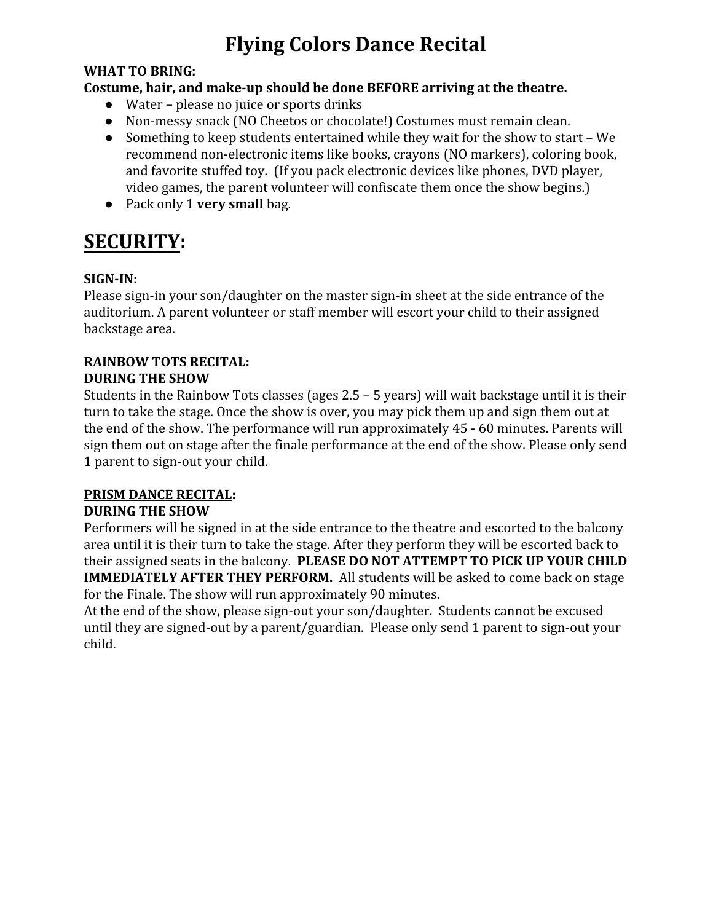# Flying Colors Dance Recital

**WHAT TO BRING:**
**Costume, hair, and make-up should be done BEFORE arriving at the theatre.**

- Water – please no juice or sports drinks
- Non-messy snack (NO Cheetos or chocolate!) Costumes must remain clean.
- Something to keep students entertained while they wait for the show to start – We recommend non-electronic items like books, crayons (NO markers), coloring book, and favorite stuffed toy. (If you pack electronic devices like phones, DVD player, video games, the parent volunteer will confiscate them once the show begins.)
- Pack only 1 **very small** bag.

## <u>SECURITY</u>:

**SIGN-IN:**
Please sign-in your son/daughter on the master sign-in sheet at the side entrance of the auditorium. A parent volunteer or staff member will escort your child to their assigned backstage area.

**<u>RAINBOW TOTS RECITAL</u>:**
**DURING THE SHOW**
Students in the Rainbow Tots classes (ages 2.5 – 5 years) will wait backstage until it is their turn to take the stage. Once the show is over, you may pick them up and sign them out at the end of the show. The performance will run approximately 45 - 60 minutes. Parents will sign them out on stage after the finale performance at the end of the show. Please only send 1 parent to sign-out your child.

**<u>PRISM DANCE RECITAL</u>:**
**DURING THE SHOW**
Performers will be signed in at the side entrance to the theatre and escorted to the balcony area until it is their turn to take the stage. After they perform they will be escorted back to their assigned seats in the balcony. **PLEASE <u>DO NOT</u> ATTEMPT TO PICK UP YOUR CHILD IMMEDIATELY AFTER THEY PERFORM.** All students will be asked to come back on stage for the Finale. The show will run approximately 90 minutes.
At the end of the show, please sign-out your son/daughter. Students cannot be excused until they are signed-out by a parent/guardian. Please only send 1 parent to sign-out your child.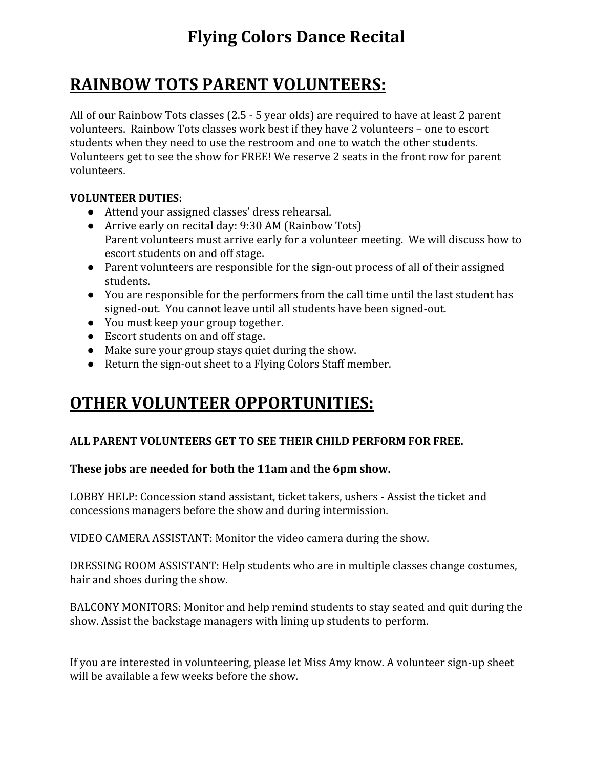# Flying Colors Dance Recital

## RAINBOW TOTS PARENT VOLUNTEERS:

All of our Rainbow Tots classes (2.5 - 5 year olds) are required to have at least 2 parent volunteers. Rainbow Tots classes work best if they have 2 volunteers – one to escort students when they need to use the restroom and one to watch the other students. Volunteers get to see the show for FREE! We reserve 2 seats in the front row for parent volunteers.

**VOLUNTEER DUTIES:**

- Attend your assigned classes' dress rehearsal.
- Arrive early on recital day: 9:30 AM (Rainbow Tots)
  Parent volunteers must arrive early for a volunteer meeting. We will discuss how to escort students on and off stage.
- Parent volunteers are responsible for the sign-out process of all of their assigned students.
- You are responsible for the performers from the call time until the last student has signed-out. You cannot leave until all students have been signed-out.
- You must keep your group together.
- Escort students on and off stage.
- Make sure your group stays quiet during the show.
- Return the sign-out sheet to a Flying Colors Staff member.

## OTHER VOLUNTEER OPPORTUNITIES:

**ALL PARENT VOLUNTEERS GET TO SEE THEIR CHILD PERFORM FOR FREE.**

**These jobs are needed for both the 11am and the 6pm show.**

LOBBY HELP: Concession stand assistant, ticket takers, ushers - Assist the ticket and concessions managers before the show and during intermission.

VIDEO CAMERA ASSISTANT: Monitor the video camera during the show.

DRESSING ROOM ASSISTANT: Help students who are in multiple classes change costumes, hair and shoes during the show.

BALCONY MONITORS: Monitor and help remind students to stay seated and quit during the show. Assist the backstage managers with lining up students to perform.

If you are interested in volunteering, please let Miss Amy know. A volunteer sign-up sheet will be available a few weeks before the show.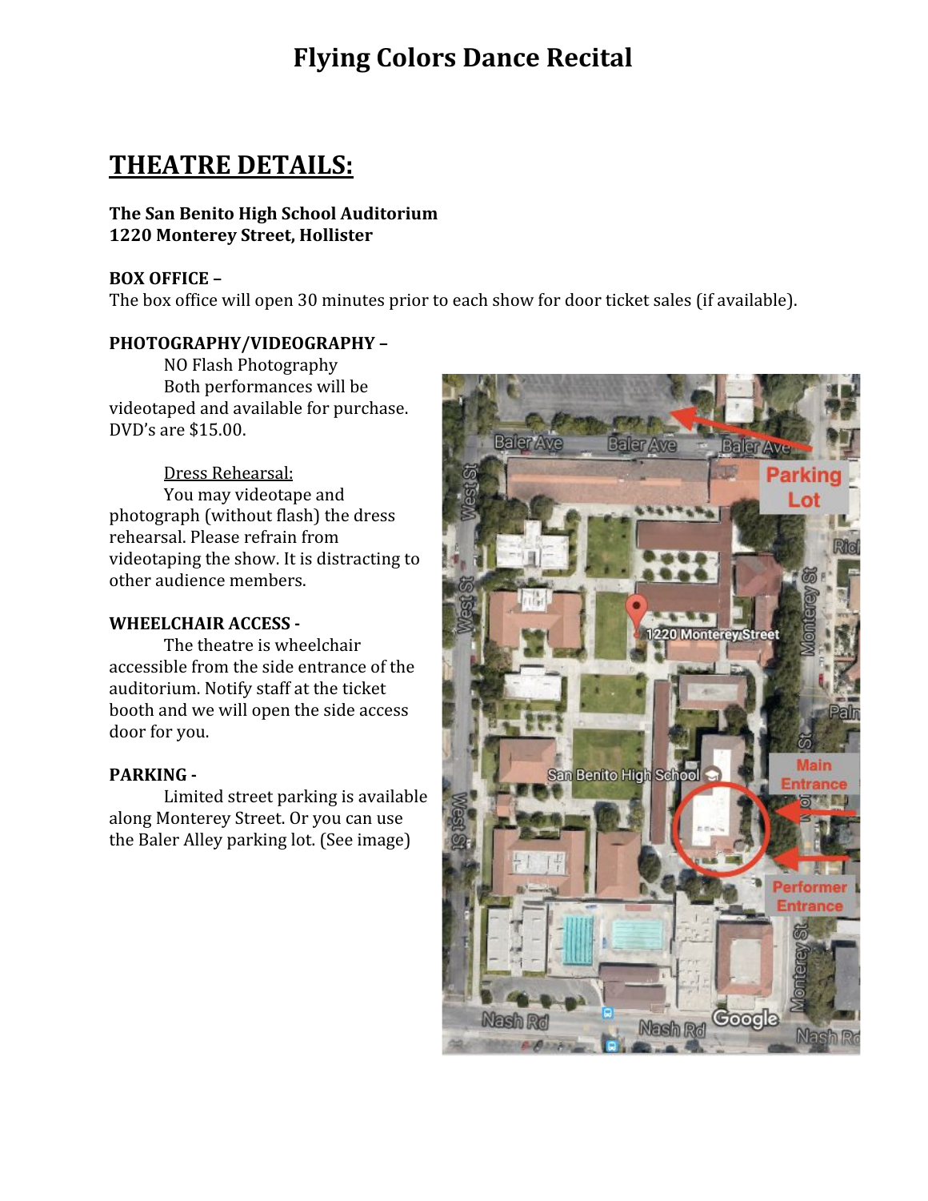# Flying Colors Dance Recital

## THEATRE DETAILS:

**The San Benito High School Auditorium**
**1220 Monterey Street, Hollister**

**BOX OFFICE –**
The box office will open 30 minutes prior to each show for door ticket sales (if available).

**PHOTOGRAPHY/VIDEOGRAPHY –**

NO Flash Photography

Both performances will be videotaped and available for purchase. DVD's are $15.00.

Dress Rehearsal:

You may videotape and photograph (without flash) the dress rehearsal. Please refrain from videotaping the show. It is distracting to other audience members.

**WHEELCHAIR ACCESS -**

The theatre is wheelchair accessible from the side entrance of the auditorium. Notify staff at the ticket booth and we will open the side access door for you.

**PARKING -**

Limited street parking is available along Monterey Street. Or you can use the Baler Alley parking lot. (See image)

Baler Ave
Parking Lot
West St
1220 Monterey Street
Monterey St
San Benito High School
Main Entrance
Performer Entrance
Nash Rd
Google